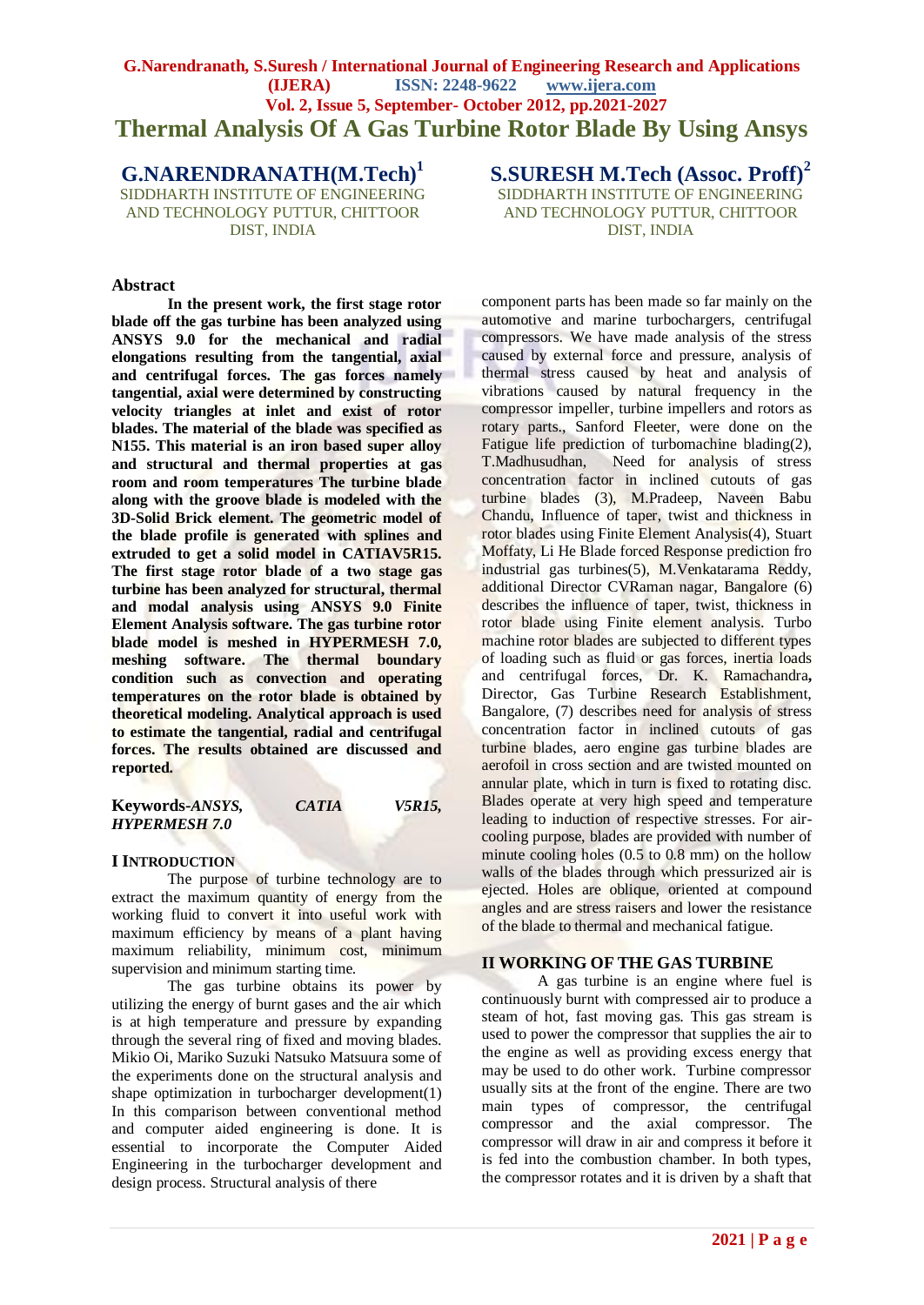# Thermal Analysis Of A Gas Turbine Rotor Blade By Using Ansys

**G.NARENDRANATH(M.Tech)[1]**
SIDDHARTH INSTITUTE OF ENGINEERING AND TECHNOLOGY PUTTUR, CHITTOOR DIST, INDIA

**S.SURESH M.Tech (Assoc. Proff)[2]**
SIDDHARTH INSTITUTE OF ENGINEERING AND TECHNOLOGY PUTTUR, CHITTOOR DIST, INDIA

## Abstract

**In the present work, the first stage rotor blade off the gas turbine has been analyzed using ANSYS 9.0 for the mechanical and radial elongations resulting from the tangential, axial and centrifugal forces. The gas forces namely tangential, axial were determined by constructing velocity triangles at inlet and exist of rotor blades. The material of the blade was specified as N155. This material is an iron based super alloy and structural and thermal properties at gas room and room temperatures The turbine blade along with the groove blade is modeled with the 3D-Solid Brick element. The geometric model of the blade profile is generated with splines and extruded to get a solid model in CATIAV5R15. The first stage rotor blade of a two stage gas turbine has been analyzed for structural, thermal and modal analysis using ANSYS 9.0 Finite Element Analysis software. The gas turbine rotor blade model is meshed in HYPERMESH 7.0, meshing software. The thermal boundary condition such as convection and operating temperatures on the rotor blade is obtained by theoretical modeling. Analytical approach is used to estimate the tangential, radial and centrifugal forces. The results obtained are discussed and reported.**

**Keywords-*ANSYS, CATIA V5R15, HYPERMESH 7.0***

## I INTRODUCTION

The purpose of turbine technology are to extract the maximum quantity of energy from the working fluid to convert it into useful work with maximum efficiency by means of a plant having maximum reliability, minimum cost, minimum supervision and minimum starting time.

The gas turbine obtains its power by utilizing the energy of burnt gases and the air which is at high temperature and pressure by expanding through the several ring of fixed and moving blades. Mikio Oi, Mariko Suzuki Natsuko Matsuura some of the experiments done on the structural analysis and shape optimization in turbocharger development(1) In this comparison between conventional method and computer aided engineering is done. It is essential to incorporate the Computer Aided Engineering in the turbocharger development and design process. Structural analysis of there component parts has been made so far mainly on the automotive and marine turbochargers, centrifugal compressors. We have made analysis of the stress caused by external force and pressure, analysis of thermal stress caused by heat and analysis of vibrations caused by natural frequency in the compressor impeller, turbine impellers and rotors as rotary parts., Sanford Fleeter, were done on the Fatigue life prediction of turbomachine blading(2), T.Madhusudhan, Need for analysis of stress concentration factor in inclined cutouts of gas turbine blades (3), M.Pradeep, Naveen Babu Chandu, Influence of taper, twist and thickness in rotor blades using Finite Element Analysis(4), Stuart Moffaty, Li He Blade forced Response prediction fro industrial gas turbines(5), M.Venkatarama Reddy, additional Director CVRaman nagar, Bangalore (6) describes the influence of taper, twist, thickness in rotor blade using Finite element analysis. Turbo machine rotor blades are subjected to different types of loading such as fluid or gas forces, inertia loads and centrifugal forces, Dr. K. Ramachandra**,** Director, Gas Turbine Research Establishment, Bangalore, (7) describes need for analysis of stress concentration factor in inclined cutouts of gas turbine blades, aero engine gas turbine blades are aerofoil in cross section and are twisted mounted on annular plate, which in turn is fixed to rotating disc. Blades operate at very high speed and temperature leading to induction of respective stresses. For air-cooling purpose, blades are provided with number of minute cooling holes (0.5 to 0.8 mm) on the hollow walls of the blades through which pressurized air is ejected. Holes are oblique, oriented at compound angles and are stress raisers and lower the resistance of the blade to thermal and mechanical fatigue.

## II WORKING OF THE GAS TURBINE

A gas turbine is an engine where fuel is continuously burnt with compressed air to produce a steam of hot, fast moving gas. This gas stream is used to power the compressor that supplies the air to the engine as well as providing excess energy that may be used to do other work. Turbine compressor usually sits at the front of the engine. There are two main types of compressor, the centrifugal compressor and the axial compressor. The compressor will draw in air and compress it before it is fed into the combustion chamber. In both types, the compressor rotates and it is driven by a shaft that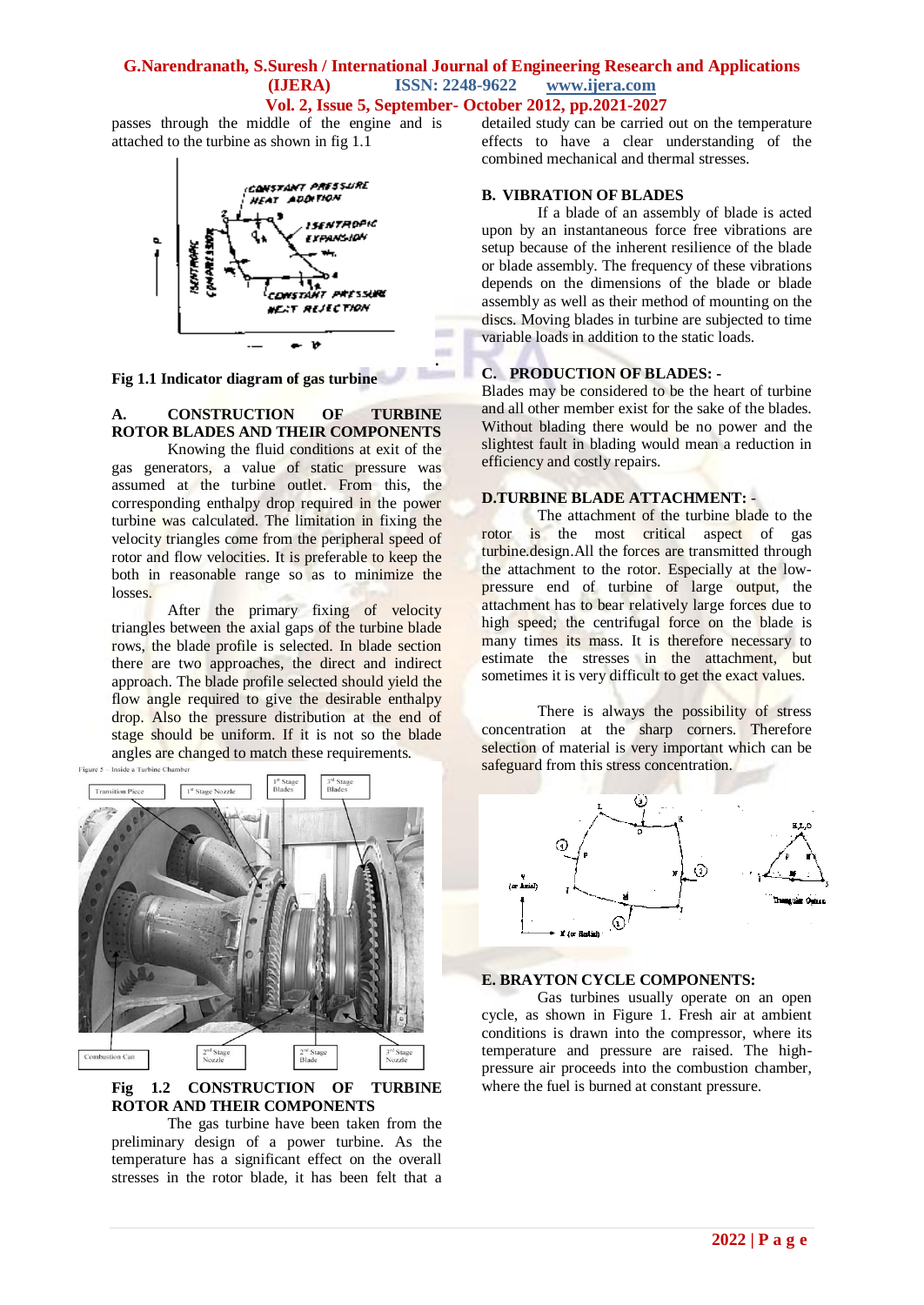passes through the middle of the engine and is attached to the turbine as shown in fig 1.1

CONSTANT PRESSURE HEAT ADDITION

ISENTROPIC EXPANSION

ISENTROPIC COMPRESSION

CONSTANT PRESSURE HEAT REJECTION

**Fig 1.1 Indicator diagram of gas turbine**

### A. CONSTRUCTION OF TURBINE ROTOR BLADES AND THEIR COMPONENTS

Knowing the fluid conditions at exit of the gas generators, a value of static pressure was assumed at the turbine outlet. From this, the corresponding enthalpy drop required in the power turbine was calculated. The limitation in fixing the velocity triangles come from the peripheral speed of rotor and flow velocities. It is preferable to keep the both in reasonable range so as to minimize the losses.

After the primary fixing of velocity triangles between the axial gaps of the turbine blade rows, the blade profile is selected. In blade section there are two approaches, the direct and indirect approach. The blade profile selected should yield the flow angle required to give the desirable enthalpy drop. Also the pressure distribution at the end of stage should be uniform. If it is not so the blade angles are changed to match these requirements.

Figure 5 – Inside a Turbine Chamber

Transition Piece

1st Stage Nozzle

1st Stage Blades

3rd Stage Blades

Combustion Can

2nd Stage Nozzle

2nd Stage Blade

3rd Stage Nozzle

**Fig 1.2 CONSTRUCTION OF TURBINE ROTOR AND THEIR COMPONENTS**

The gas turbine have been taken from the preliminary design of a power turbine. As the temperature has a significant effect on the overall stresses in the rotor blade, it has been felt that a detailed study can be carried out on the temperature effects to have a clear understanding of the combined mechanical and thermal stresses.

### B. VIBRATION OF BLADES

If a blade of an assembly of blade is acted upon by an instantaneous force free vibrations are setup because of the inherent resilience of the blade or blade assembly. The frequency of these vibrations depends on the dimensions of the blade or blade assembly as well as their method of mounting on the discs. Moving blades in turbine are subjected to time variable loads in addition to the static loads.

### C. PRODUCTION OF BLADES: -

Blades may be considered to be the heart of turbine and all other member exist for the sake of the blades. Without blading there would be no power and the slightest fault in blading would mean a reduction in efficiency and costly repairs.

### D.TURBINE BLADE ATTACHMENT: -

The attachment of the turbine blade to the rotor is the most critical aspect of gas turbine.design.All the forces are transmitted through the attachment to the rotor. Especially at the low-pressure end of turbine of large output, the attachment has to bear relatively large forces due to high speed; the centrifugal force on the blade is many times its mass. It is therefore necessary to estimate the stresses in the attachment, but sometimes it is very difficult to get the exact values.

There is always the possibility of stress concentration at the sharp corners. Therefore selection of material is very important which can be safeguard from this stress concentration.

Y (or Axial)

X (or Radial)

Triangular Option

### E. BRAYTON CYCLE COMPONENTS:

Gas turbines usually operate on an open cycle, as shown in Figure 1. Fresh air at ambient conditions is drawn into the compressor, where its temperature and pressure are raised. The high-pressure air proceeds into the combustion chamber, where the fuel is burned at constant pressure.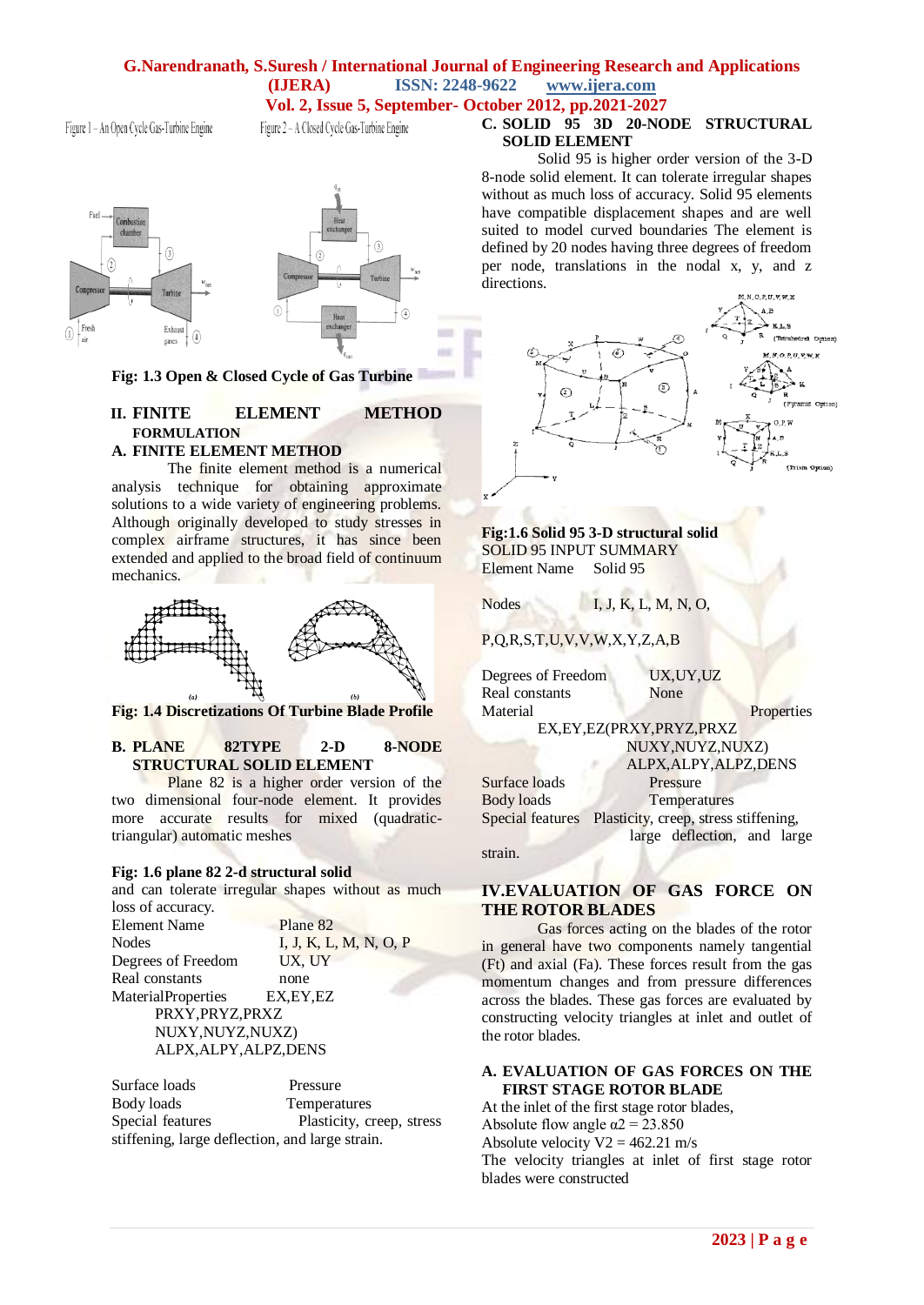Figure 1 – An Open Cycle Gas-Turbine Engine

Figure 2 – A Closed Cycle Gas-Turbine Engine

**Fig: 1.3 Open & Closed Cycle of Gas Turbine**

## II. FINITE ELEMENT METHOD FORMULATION

### A. FINITE ELEMENT METHOD

The finite element method is a numerical analysis technique for obtaining approximate solutions to a wide variety of engineering problems. Although originally developed to study stresses in complex airframe structures, it has since been extended and applied to the broad field of continuum mechanics.

**Fig: 1.4 Discretizations Of Turbine Blade Profile**

### B. PLANE 82TYPE 2-D 8-NODE STRUCTURAL SOLID ELEMENT

Plane 82 is a higher order version of the two dimensional four-node element. It provides more accurate results for mixed (quadratic-triangular) automatic meshes

**Fig: 1.6 plane 82 2-d structural solid**

and can tolerate irregular shapes without as much loss of accuracy.

| | |
|---|---|
| Element Name | Plane 82 |
| Nodes | I, J, K, L, M, N, O, P |
| Degrees of Freedom | UX, UY |
| Real constants | none |
| MaterialProperties | EX,EY,EZ PRXY,PRYZ,PRXZ NUXY,NUYZ,NUXZ) ALPX,ALPY,ALPZ,DENS |
| Surface loads | Pressure |
| Body loads | Temperatures |
| Special features | Plasticity, creep, stress stiffening, large deflection, and large strain. |

### C. SOLID 95 3D 20-NODE STRUCTURAL SOLID ELEMENT

Solid 95 is higher order version of the 3-D 8-node solid element. It can tolerate irregular shapes without as much loss of accuracy. Solid 95 elements have compatible displacement shapes and are well suited to model curved boundaries The element is defined by 20 nodes having three degrees of freedom per node, translations in the nodal x, y, and z directions.

**Fig:1.6 Solid 95 3-D structural solid**

SOLID 95 INPUT SUMMARY

| | |
|---|---|
| Element Name | Solid 95 |
| Nodes | I, J, K, L, M, N, O, P,Q,R,S,T,U,V,V,W,X,Y,Z,A,B |
| Degrees of Freedom | UX,UY,UZ |
| Real constants | None |
| Material Properties | EX,EY,EZ(PRXY,PRYZ,PRXZ NUXY,NUYZ,NUXZ) ALPX,ALPY,ALPZ,DENS |
| Surface loads | Pressure |
| Body loads | Temperatures |
| Special features | Plasticity, creep, stress stiffening, large deflection, and large strain. |

## IV.EVALUATION OF GAS FORCE ON THE ROTOR BLADES

Gas forces acting on the blades of the rotor in general have two components namely tangential (Ft) and axial (Fa). These forces result from the gas momentum changes and from pressure differences across the blades. These gas forces are evaluated by constructing velocity triangles at inlet and outlet of the rotor blades.

### A. EVALUATION OF GAS FORCES ON THE FIRST STAGE ROTOR BLADE

At the inlet of the first stage rotor blades,

Absolute flow angle $\alpha 2 = 23.850$

Absolute velocity $V2 = 462.21$ m/s

The velocity triangles at inlet of first stage rotor blades were constructed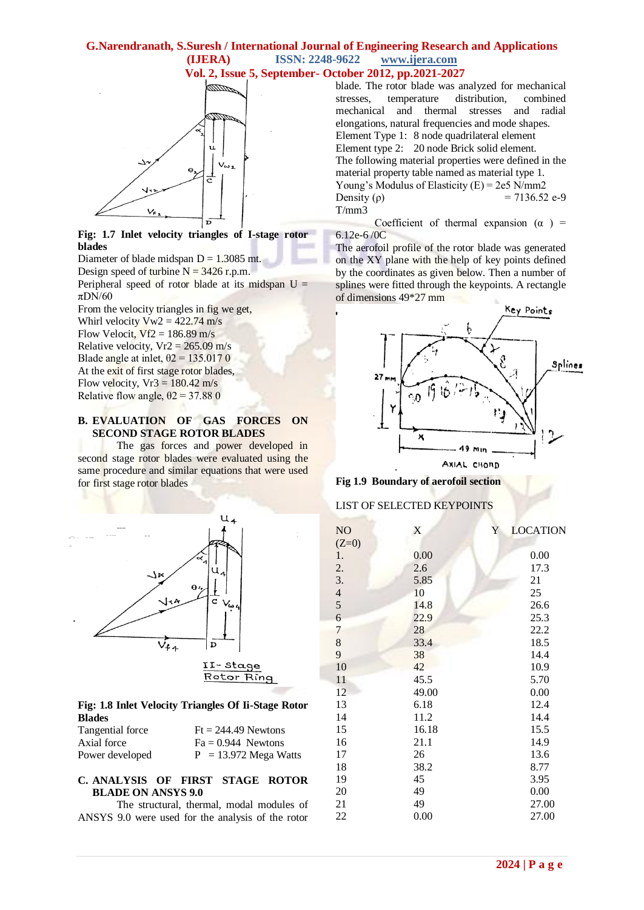Fig: 1.7 **Inlet velocity triangles of I-stage rotor blades**

Diameter of blade midspan D = 1.3085 mt.

Design speed of turbine N = 3426 r.p.m.

Peripheral speed of rotor blade at its midspan U = $\pi$DN/60

From the velocity triangles in fig we get,

Whirl velocity $V_{w2}$ = 422.74 m/s

Flow Velocit, $V_{f2}$ = 186.89 m/s

Relative velocity, $V_{r2}$ = 265.09 m/s

Blade angle at inlet, $\theta_2$ = 135.017 0

At the exit of first stage rotor blades,

Flow velocity, $V_{r3}$ = 180.42 m/s

Relative flow angle, $\theta_2$ = 37.88 0

## B. EVALUATION OF GAS FORCES ON SECOND STAGE ROTOR BLADES

The gas forces and power developed in second stage rotor blades were evaluated using the same procedure and similar equations that were used for first stage rotor blades

**Fig: 1.8 Inlet Velocity Triangles Of Ii-Stage Rotor Blades**

Tangential force $F_t$ = 244.49 Newtons

Axial force $F_a$ = 0.944 Newtons

Power developed P = 13.972 Mega Watts

## C. ANALYSIS OF FIRST STAGE ROTOR BLADE ON ANSYS 9.0

The structural, thermal, modal modules of ANSYS 9.0 were used for the analysis of the rotor blade. The rotor blade was analyzed for mechanical stresses, temperature distribution, combined mechanical and thermal stresses and radial elongations, natural frequencies and mode shapes.

Element Type 1: 8 node quadrilateral element

Element type 2: 20 node Brick solid element.

The following material properties were defined in the material property table named as material type 1.

Young's Modulus of Elasticity (E) = 2e5 N/mm2

Density ($\rho$) = 7136.52 e-9 T/mm3

Coefficient of thermal expansion ($\alpha$) = 6.12e-6 /0C

The aerofoil profile of the rotor blade was generated on the XY plane with the help of key points defined by the coordinates as given below. Then a number of splines were fitted through the keypoints. A rectangle of dimensions 49*27 mm

Key Points

Splines

27 mm

Y

X

49 mm

AXIAL CHORD

**Fig 1.9 Boundary of aerofoil section**

LIST OF SELECTED KEYPOINTS

| NO (Z=0) | X | Y LOCATION |
|---|---|---|
| 1. | 0.00 | 0.00 |
| 2. | 2.6 | 17.3 |
| 3. | 5.85 | 21 |
| 4 | 10 | 25 |
| 5 | 14.8 | 26.6 |
| 6 | 22.9 | 25.3 |
| 7 | 28 | 22.2 |
| 8 | 33.4 | 18.5 |
| 9 | 38 | 14.4 |
| 10 | 42 | 10.9 |
| 11 | 45.5 | 5.70 |
| 12 | 49.00 | 0.00 |
| 13 | 6.18 | 12.4 |
| 14 | 11.2 | 14.4 |
| 15 | 16.18 | 15.5 |
| 16 | 21.1 | 14.9 |
| 17 | 26 | 13.6 |
| 18 | 38.2 | 8.77 |
| 19 | 45 | 3.95 |
| 20 | 49 | 0.00 |
| 21 | 49 | 27.00 |
| 22 | 0.00 | 27.00 |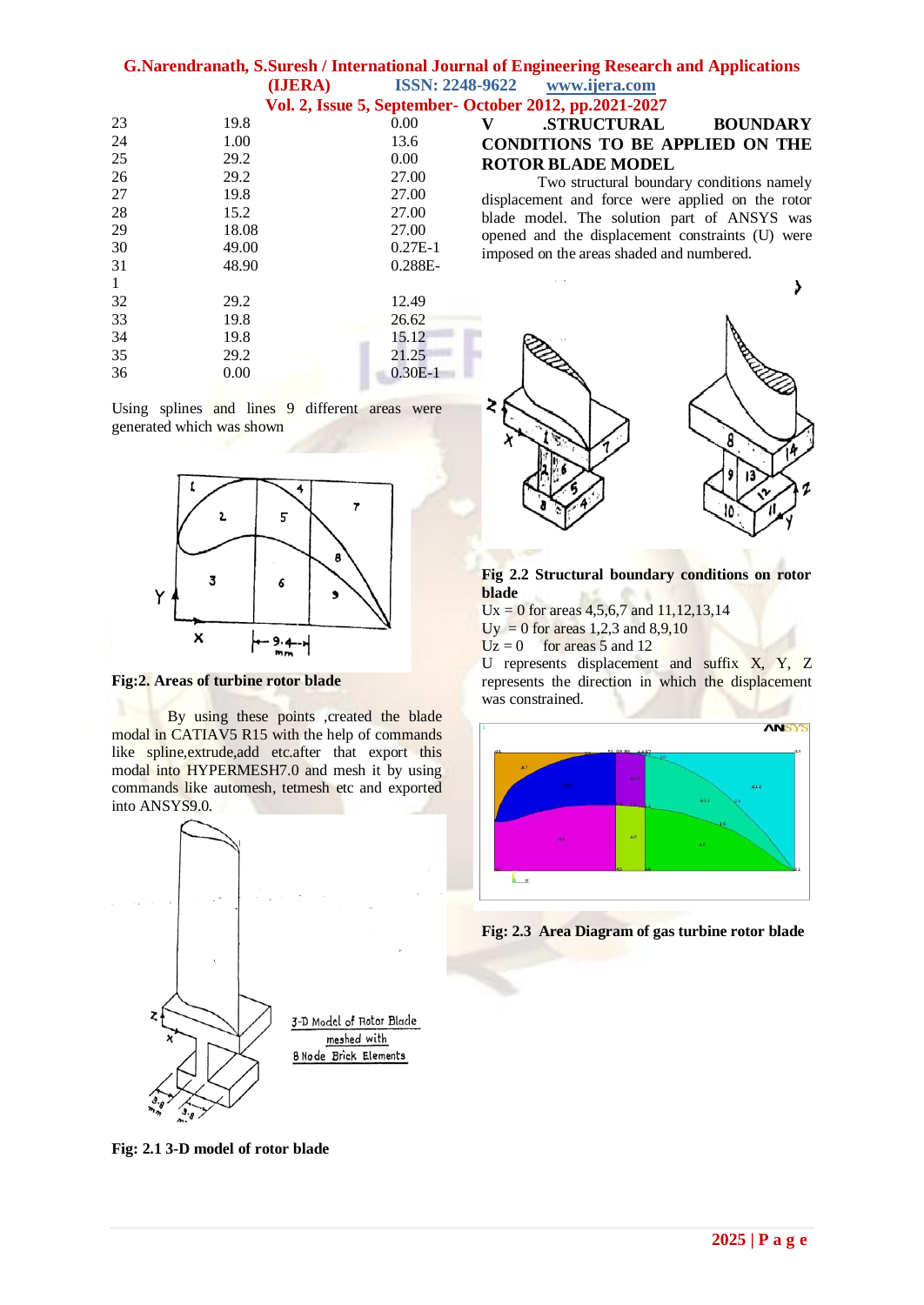| | | |
|---|---|---|
| 23 | 19.8 | 0.00 |
| 24 | 1.00 | 13.6 |
| 25 | 29.2 | 0.00 |
| 26 | 29.2 | 27.00 |
| 27 | 19.8 | 27.00 |
| 28 | 15.2 | 27.00 |
| 29 | 18.08 | 27.00 |
| 30 | 49.00 | 0.27E-1 |
| 31 | 48.90 | 0.288E-1 |
| 32 | 29.2 | 12.49 |
| 33 | 19.8 | 26.62 |
| 34 | 19.8 | 15.12 |
| 35 | 29.2 | 21.25 |
| 36 | 0.00 | 0.30E-1 |

Using splines and lines 9 different areas were generated which was shown

1
2
3
4
5
6
7
8
9
Y
X
9.4 mm

**Fig:2. Areas of turbine rotor blade**

By using these points ,created the blade modal in CATIAV5 R15 with the help of commands like spline,extrude,add etc.after that export this modal into HYPERMESH7.0 and mesh it by using commands like automesh, tetmesh etc and exported into ANSYS9.0.

3-D Model of Rotor Blade meshed with 8 Node Brick Elements

**Fig: 2.1 3-D model of rotor blade**

## V .STRUCTURAL BOUNDARY CONDITIONS TO BE APPLIED ON THE ROTOR BLADE MODEL

Two structural boundary conditions namely displacement and force were applied on the rotor blade model. The solution part of ANSYS was opened and the displacement constraints (U) were imposed on the areas shaded and numbered.

**Fig 2.2 Structural boundary conditions on rotor blade**

$U_x = 0$ for areas 4,5,6,7 and 11,12,13,14
$U_y = 0$ for areas 1,2,3 and 8,9,10
$U_z = 0$ for areas 5 and 12

U represents displacement and suffix X, Y, Z represents the direction in which the displacement was constrained.

ANSYS

**Fig: 2.3 Area Diagram of gas turbine rotor blade**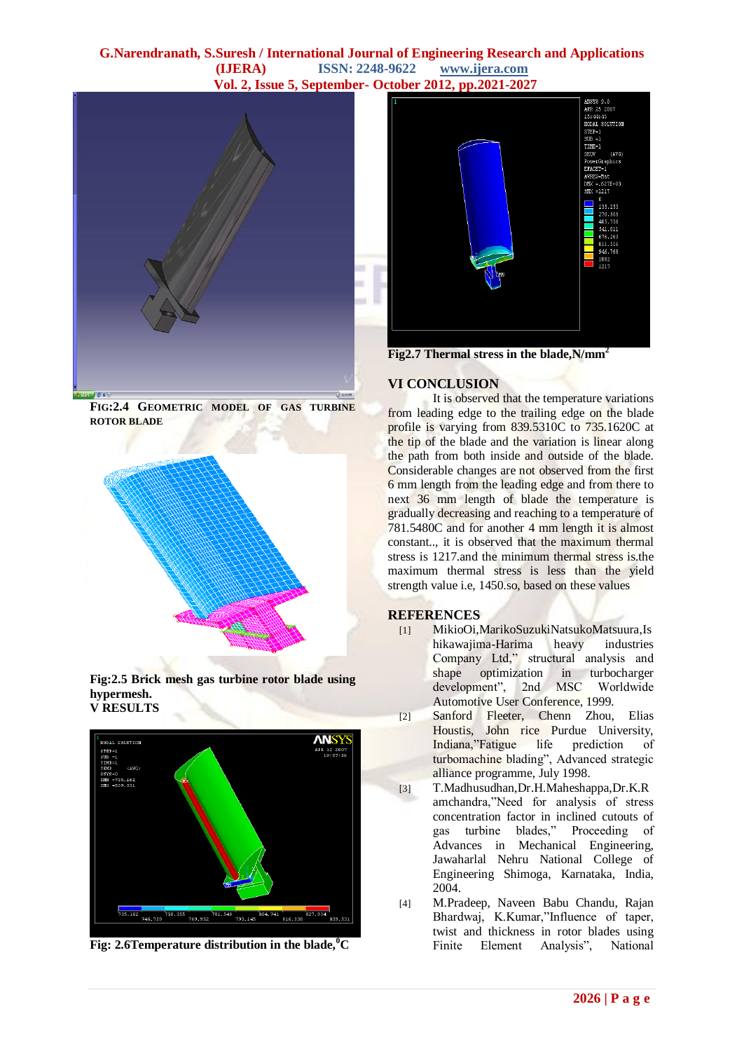FIG:2.4 GEOMETRIC MODEL OF GAS TURBINE ROTOR BLADE

Fig:2.5 Brick mesh gas turbine rotor blade using hypermesh.

## V RESULTS

Fig: 2.6Temperature distribution in the blade,$^0$C

Fig2.7 Thermal stress in the blade,N/mm$^2$

## VI CONCLUSION

It is observed that the temperature variations from leading edge to the trailing edge on the blade profile is varying from 839.5310C to 735.1620C at the tip of the blade and the variation is linear along the path from both inside and outside of the blade. Considerable changes are not observed from the first 6 mm length from the leading edge and from there to next 36 mm length of blade the temperature is gradually decreasing and reaching to a temperature of 781.5480C and for another 4 mm length it is almost constant.., it is observed that the maximum thermal stress is 1217.and the minimum thermal stress is.the maximum thermal stress is less than the yield strength value i.e, 1450.so, based on these values

## REFERENCES

[1] MikioOi,MarikoSuzukiNatsukoMatsuura,Ishikawajima-Harima heavy industries Company Ltd," structural analysis and shape optimization in turbocharger development", 2nd MSC Worldwide Automotive User Conference, 1999.

[2] Sanford Fleeter, Chenn Zhou, Elias Houstis, John rice Purdue University, Indiana,"Fatigue life prediction of turbomachine blading", Advanced strategic alliance programme, July 1998.

[3] T.Madhusudhan,Dr.H.Maheshappa,Dr.K.Ramchandra,"Need for analysis of stress concentration factor in inclined cutouts of gas turbine blades," Proceeding of Advances in Mechanical Engineering, Jawaharlal Nehru National College of Engineering Shimoga, Karnataka, India, 2004.

[4] M.Pradeep, Naveen Babu Chandu, Rajan Bhardwaj, K.Kumar,"Influence of taper, twist and thickness in rotor blades using Finite Element Analysis", National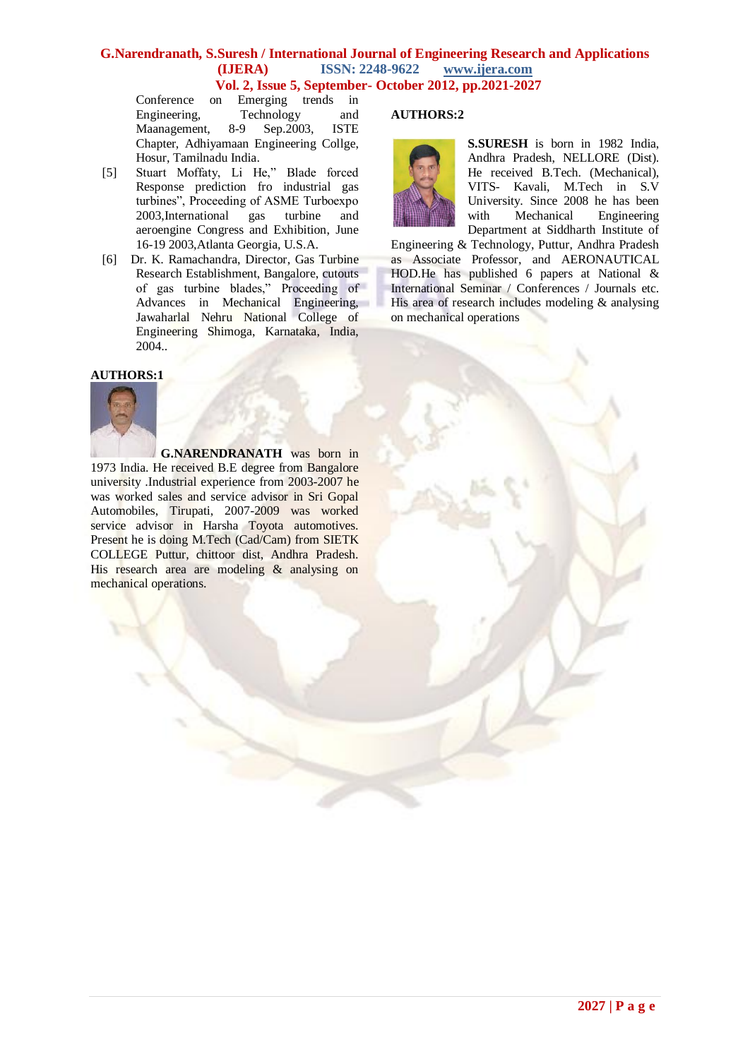Conference on Emerging trends in Engineering, Technology and Maanagement, 8-9 Sep.2003, ISTE Chapter, Adhiyamaan Engineering Collge, Hosur, Tamilnadu India.

[5] Stuart Moffaty, Li He," Blade forced Response prediction fro industrial gas turbines", Proceeding of ASME Turboexpo 2003,International gas turbine and aeroengine Congress and Exhibition, June 16-19 2003,Atlanta Georgia, U.S.A.

[6] Dr. K. Ramachandra, Director, Gas Turbine Research Establishment, Bangalore, cutouts of gas turbine blades," Proceeding of Advances in Mechanical Engineering, Jawaharlal Nehru National College of Engineering Shimoga, Karnataka, India, 2004..

**AUTHORS:1**

**G.NARENDRANATH** was born in 1973 India. He received B.E degree from Bangalore university .Industrial experience from 2003-2007 he was worked sales and service advisor in Sri Gopal Automobiles, Tirupati, 2007-2009 was worked service advisor in Harsha Toyota automotives. Present he is doing M.Tech (Cad/Cam) from SIETK COLLEGE Puttur, chittoor dist, Andhra Pradesh. His research area are modeling & analysing on mechanical operations.

**AUTHORS:2**

**S.SURESH** is born in 1982 India, Andhra Pradesh, NELLORE (Dist). He received B.Tech. (Mechanical), VITS- Kavali, M.Tech in S.V University. Since 2008 he has been with Mechanical Engineering Department at Siddharth Institute of Engineering & Technology, Puttur, Andhra Pradesh as Associate Professor, and AERONAUTICAL HOD.He has published 6 papers at National & International Seminar / Conferences / Journals etc. His area of research includes modeling & analysing on mechanical operations